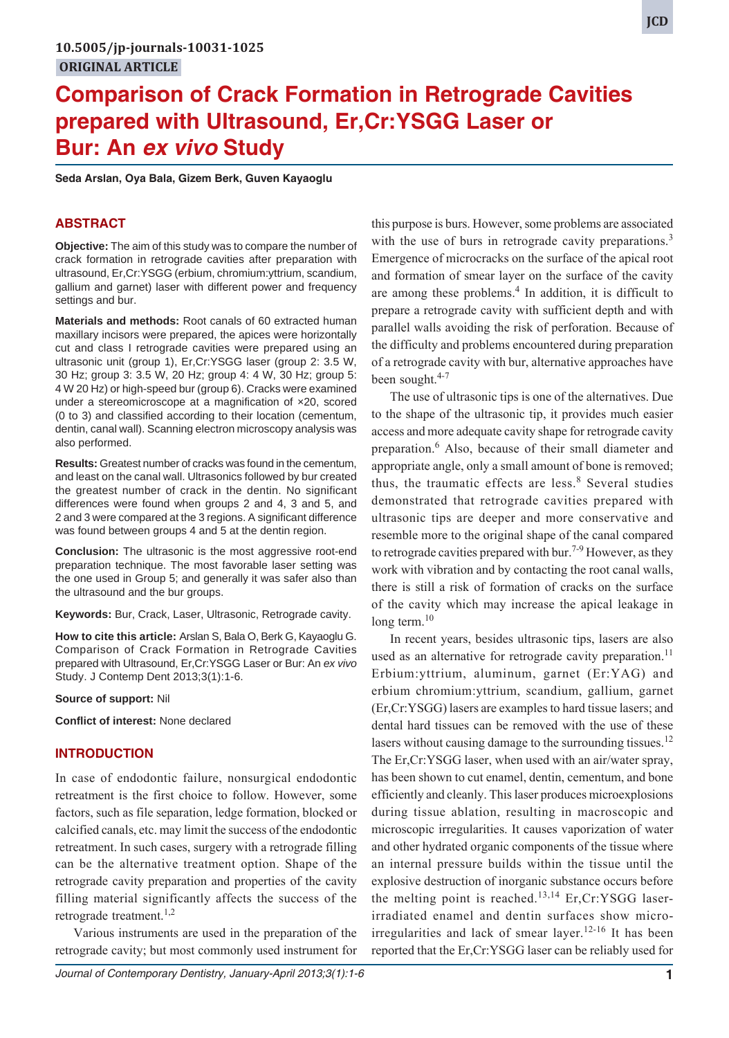10.5005/jp-journals-10031-1025

ORIGINAL ARTICLE

# Comparison of Crack Formation in Retrograde Cavities prepared with Ultrasound, Er,Cr:YSGG Laser or Bur: An *ex vivo* Study

**Seda Arslan, Oya Bala, Gizem Berk, Guven Kayaoglu**

## ABSTRACT

**Objective:** The aim of this study was to compare the number of crack formation in retrograde cavities after preparation with ultrasound, Er,Cr:YSGG (erbium, chromium:yttrium, scandium, gallium and garnet) laser with different power and frequency settings and bur.

**Materials and methods:** Root canals of 60 extracted human maxillary incisors were prepared, the apices were horizontally cut and class I retrograde cavities were prepared using an ultrasonic unit (group 1), Er,Cr:YSGG laser (group 2: 3.5 W, 30 Hz; group 3: 3.5 W, 20 Hz; group 4: 4 W, 30 Hz; group 5: 4 W 20 Hz) or high-speed bur (group 6). Cracks were examined under a stereomicroscope at a magnification of ×20, scored (0 to 3) and classified according to their location (cementum, dentin, canal wall). Scanning electron microscopy analysis was also performed.

**Results:** Greatest number of cracks was found in the cementum, and least on the canal wall. Ultrasonics followed by bur created the greatest number of crack in the dentin. No significant differences were found when groups 2 and 4, 3 and 5, and 2 and 3 were compared at the 3 regions. A significant difference was found between groups 4 and 5 at the dentin region.

**Conclusion:** The ultrasonic is the most aggressive root-end preparation technique. The most favorable laser setting was the one used in Group 5; and generally it was safer also than the ultrasound and the bur groups.

**Keywords:** Bur, Crack, Laser, Ultrasonic, Retrograde cavity.

**How to cite this article:** Arslan S, Bala O, Berk G, Kayaoglu G. Comparison of Crack Formation in Retrograde Cavities prepared with Ultrasound, Er,Cr:YSGG Laser or Bur: An *ex vivo* Study. J Contemp Dent 2013;3(1):1-6.

**Source of support:** Nil

**Conflict of interest:** None declared

## INTRODUCTION

In case of endodontic failure, nonsurgical endodontic retreatment is the first choice to follow. However, some factors, such as file separation, ledge formation, blocked or calcified canals, etc. may limit the success of the endodontic retreatment. In such cases, surgery with a retrograde filling can be the alternative treatment option. Shape of the retrograde cavity preparation and properties of the cavity filling material significantly affects the success of the retrograde treatment.[1,2]

Various instruments are used in the preparation of the retrograde cavity; but most commonly used instrument for this purpose is burs. However, some problems are associated with the use of burs in retrograde cavity preparations.[3] Emergence of microcracks on the surface of the apical root and formation of smear layer on the surface of the cavity are among these problems.[4] In addition, it is difficult to prepare a retrograde cavity with sufficient depth and with parallel walls avoiding the risk of perforation. Because of the difficulty and problems encountered during preparation of a retrograde cavity with bur, alternative approaches have been sought.[4-7]

The use of ultrasonic tips is one of the alternatives. Due to the shape of the ultrasonic tip, it provides much easier access and more adequate cavity shape for retrograde cavity preparation.[6] Also, because of their small diameter and appropriate angle, only a small amount of bone is removed; thus, the traumatic effects are less.[8] Several studies demonstrated that retrograde cavities prepared with ultrasonic tips are deeper and more conservative and resemble more to the original shape of the canal compared to retrograde cavities prepared with bur.[7-9] However, as they work with vibration and by contacting the root canal walls, there is still a risk of formation of cracks on the surface of the cavity which may increase the apical leakage in long term.[10]

In recent years, besides ultrasonic tips, lasers are also used as an alternative for retrograde cavity preparation.[11] Erbium:yttrium, aluminum, garnet (Er:YAG) and erbium chromium:yttrium, scandium, gallium, garnet (Er,Cr:YSGG) lasers are examples to hard tissue lasers; and dental hard tissues can be removed with the use of these lasers without causing damage to the surrounding tissues.[12] The Er,Cr:YSGG laser, when used with an air/water spray, has been shown to cut enamel, dentin, cementum, and bone efficiently and cleanly. This laser produces microexplosions during tissue ablation, resulting in macroscopic and microscopic irregularities. It causes vaporization of water and other hydrated organic components of the tissue where an internal pressure builds within the tissue until the explosive destruction of inorganic substance occurs before the melting point is reached.[13,14] Er,Cr:YSGG laser-irradiated enamel and dentin surfaces show micro-irregularities and lack of smear layer.[12-16] It has been reported that the Er,Cr:YSGG laser can be reliably used for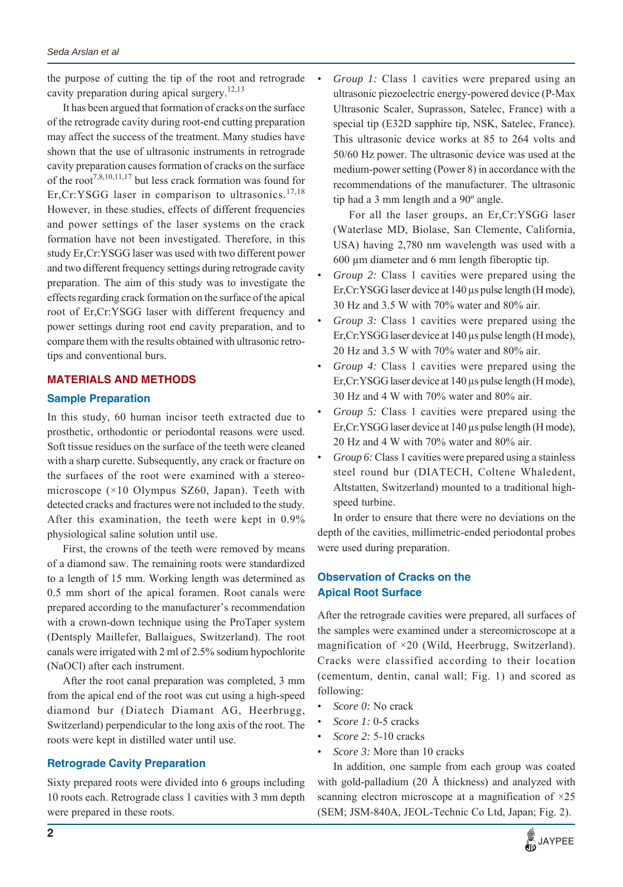the purpose of cutting the tip of the root and retrograde cavity preparation during apical surgery.[12,13]

It has been argued that formation of cracks on the surface of the retrograde cavity during root-end cutting preparation may affect the success of the treatment. Many studies have shown that the use of ultrasonic instruments in retrograde cavity preparation causes formation of cracks on the surface of the root[7,8,10,11,17] but less crack formation was found for Er,Cr:YSGG laser in comparison to ultrasonics.[17,18] However, in these studies, effects of different frequencies and power settings of the laser systems on the crack formation have not been investigated. Therefore, in this study Er,Cr:YSGG laser was used with two different power and two different frequency settings during retrograde cavity preparation. The aim of this study was to investigate the effects regarding crack formation on the surface of the apical root of Er,Cr:YSGG laser with different frequency and power settings during root end cavity preparation, and to compare them with the results obtained with ultrasonic retro-tips and conventional burs.

## MATERIALS AND METHODS

### Sample Preparation

In this study, 60 human incisor teeth extracted due to prosthetic, orthodontic or periodontal reasons were used. Soft tissue residues on the surface of the teeth were cleaned with a sharp curette. Subsequently, any crack or fracture on the surfaces of the root were examined with a stereomicroscope (×10 Olympus SZ60, Japan). Teeth with detected cracks and fractures were not included to the study. After this examination, the teeth were kept in 0.9% physiological saline solution until use.

First, the crowns of the teeth were removed by means of a diamond saw. The remaining roots were standardized to a length of 15 mm. Working length was determined as 0.5 mm short of the apical foramen. Root canals were prepared according to the manufacturer's recommendation with a crown-down technique using the ProTaper system (Dentsply Maillefer, Ballaigues, Switzerland). The root canals were irrigated with 2 ml of 2.5% sodium hypochlorite (NaOCl) after each instrument.

After the root canal preparation was completed, 3 mm from the apical end of the root was cut using a high-speed diamond bur (Diatech Diamant AG, Heerbrugg, Switzerland) perpendicular to the long axis of the root. The roots were kept in distilled water until use.

### Retrograde Cavity Preparation

Sixty prepared roots were divided into 6 groups including 10 roots each. Retrograde class 1 cavities with 3 mm depth were prepared in these roots.

- *Group 1:* Class 1 cavities were prepared using an ultrasonic piezoelectric energy-powered device (P-Max Ultrasonic Scaler, Suprasson, Satelec, France) with a special tip (E32D sapphire tip, NSK, Satelec, France). This ultrasonic device works at 85 to 264 volts and 50/60 Hz power. The ultrasonic device was used at the medium-power setting (Power 8) in accordance with the recommendations of the manufacturer. The ultrasonic tip had a 3 mm length and a 90º angle.

  For all the laser groups, an Er,Cr:YSGG laser (Waterlase MD, Biolase, San Clemente, California, USA) having 2,780 nm wavelength was used with a 600 µm diameter and 6 mm length fiberoptic tip.
- *Group 2:* Class 1 cavities were prepared using the Er,Cr:YSGG laser device at 140 µs pulse length (H mode), 30 Hz and 3.5 W with 70% water and 80% air.
- *Group 3:* Class 1 cavities were prepared using the Er,Cr:YSGG laser device at 140 µs pulse length (H mode), 20 Hz and 3.5 W with 70% water and 80% air.
- *Group 4:* Class 1 cavities were prepared using the Er,Cr:YSGG laser device at 140 µs pulse length (H mode), 30 Hz and 4 W with 70% water and 80% air.
- *Group 5:* Class 1 cavities were prepared using the Er,Cr:YSGG laser device at 140 µs pulse length (H mode), 20 Hz and 4 W with 70% water and 80% air.
- *Group 6:* Class 1 cavities were prepared using a stainless steel round bur (DIATECH, Coltene Whaledent, Altstatten, Switzerland) mounted to a traditional high-speed turbine.

In order to ensure that there were no deviations on the depth of the cavities, millimetric-ended periodontal probes were used during preparation.

### Observation of Cracks on the Apical Root Surface

After the retrograde cavities were prepared, all surfaces of the samples were examined under a stereomicroscope at a magnification of ×20 (Wild, Heerbrugg, Switzerland). Cracks were classified according to their location (cementum, dentin, canal wall; Fig. 1) and scored as following:

- *Score 0:* No crack
- *Score 1:* 0-5 cracks
- *Score 2:* 5-10 cracks
- *Score 3:* More than 10 cracks

In addition, one sample from each group was coated with gold-palladium (20 Å thickness) and analyzed with scanning electron microscope at a magnification of ×25 (SEM; JSM-840A, JEOL-Technic Co Ltd, Japan; Fig. 2).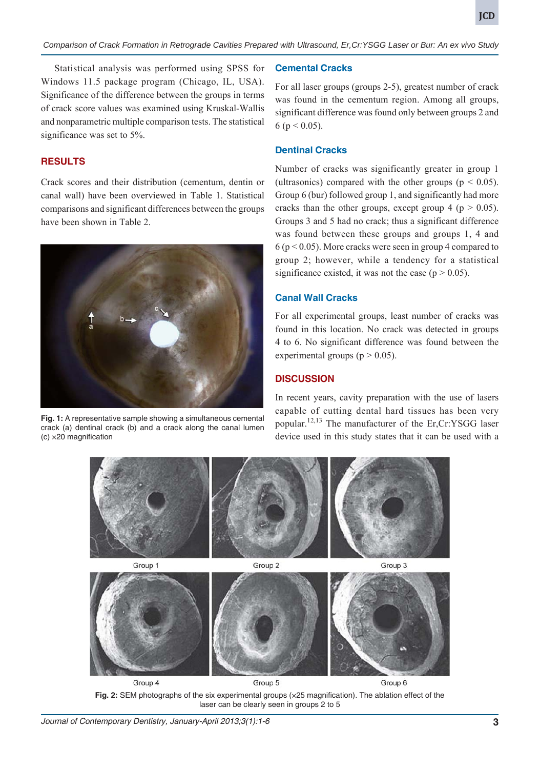Statistical analysis was performed using SPSS for Windows 11.5 package program (Chicago, IL, USA). Significance of the difference between the groups in terms of crack score values was examined using Kruskal-Wallis and nonparametric multiple comparison tests. The statistical significance was set to 5%.

## RESULTS

Crack scores and their distribution (cementum, dentin or canal wall) have been overviewed in Table 1. Statistical comparisons and significant differences between the groups have been shown in Table 2.

a
b
c

**Fig. 1:** A representative sample showing a simultaneous cemental crack (a) dentinal crack (b) and a crack along the canal lumen (c) ×20 magnification

### Cemental Cracks

For all laser groups (groups 2-5), greatest number of crack was found in the cementum region. Among all groups, significant difference was found only between groups 2 and 6 ($p < 0.05$).

### Dentinal Cracks

Number of cracks was significantly greater in group 1 (ultrasonics) compared with the other groups ($p < 0.05$). Group 6 (bur) followed group 1, and significantly had more cracks than the other groups, except group 4 ($p > 0.05$). Groups 3 and 5 had no crack; thus a significant difference was found between these groups and groups 1, 4 and 6 ($p < 0.05$). More cracks were seen in group 4 compared to group 2; however, while a tendency for a statistical significance existed, it was not the case ($p > 0.05$).

### Canal Wall Cracks

For all experimental groups, least number of cracks was found in this location. No crack was detected in groups 4 to 6. No significant difference was found between the experimental groups ($p > 0.05$).

## DISCUSSION

In recent years, cavity preparation with the use of lasers capable of cutting dental hard tissues has been very popular.[12,13] The manufacturer of the Er,Cr:YSGG laser device used in this study states that it can be used with a

Group 1
Group 2
Group 3
Group 4
Group 5
Group 6

**Fig. 2:** SEM photographs of the six experimental groups (×25 magnification). The ablation effect of the laser can be clearly seen in groups 2 to 5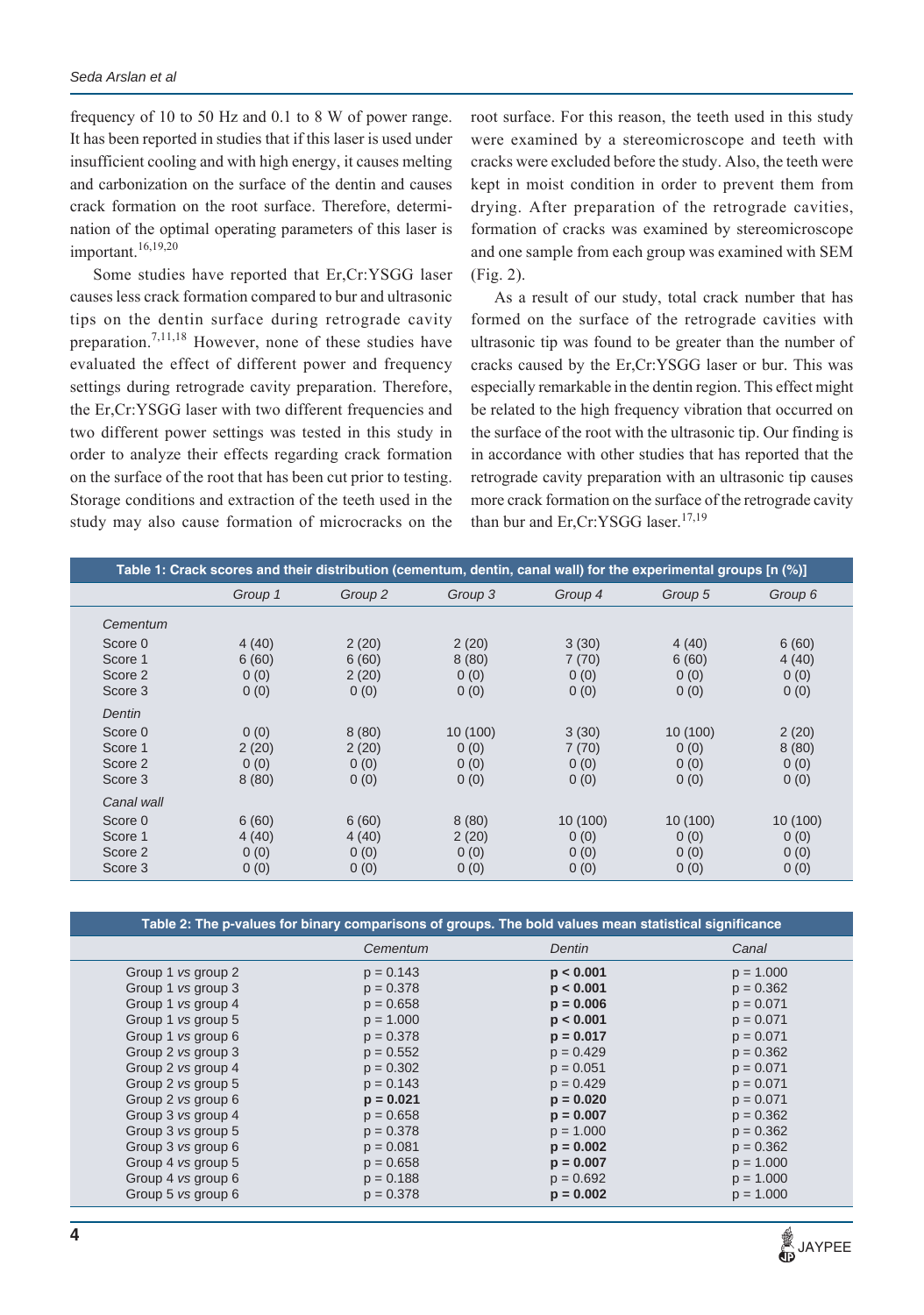frequency of 10 to 50 Hz and 0.1 to 8 W of power range. It has been reported in studies that if this laser is used under insufficient cooling and with high energy, it causes melting and carbonization on the surface of the dentin and causes crack formation on the root surface. Therefore, determination of the optimal operating parameters of this laser is important.[16,19,20]

Some studies have reported that Er,Cr:YSGG laser causes less crack formation compared to bur and ultrasonic tips on the dentin surface during retrograde cavity preparation.[7,11,18] However, none of these studies have evaluated the effect of different power and frequency settings during retrograde cavity preparation. Therefore, the Er,Cr:YSGG laser with two different frequencies and two different power settings was tested in this study in order to analyze their effects regarding crack formation on the surface of the root that has been cut prior to testing. Storage conditions and extraction of the teeth used in the study may also cause formation of microcracks on the root surface. For this reason, the teeth used in this study were examined by a stereomicroscope and teeth with cracks were excluded before the study. Also, the teeth were kept in moist condition in order to prevent them from drying. After preparation of the retrograde cavities, formation of cracks was examined by stereomicroscope and one sample from each group was examined with SEM (Fig. 2).

As a result of our study, total crack number that has formed on the surface of the retrograde cavities with ultrasonic tip was found to be greater than the number of cracks caused by the Er,Cr:YSGG laser or bur. This was especially remarkable in the dentin region. This effect might be related to the high frequency vibration that occurred on the surface of the root with the ultrasonic tip. Our finding is in accordance with other studies that has reported that the retrograde cavity preparation with an ultrasonic tip causes more crack formation on the surface of the retrograde cavity than bur and Er,Cr:YSGG laser.[17,19]

**Table 1: Crack scores and their distribution (cementum, dentin, canal wall) for the experimental groups [n (%)]**

| | *Group 1* | *Group 2* | *Group 3* | *Group 4* | *Group 5* | *Group 6* |
|---|---|---|---|---|---|---|
| *Cementum* | | | | | | |
| Score 0 | 4 (40) | 2 (20) | 2 (20) | 3 (30) | 4 (40) | 6 (60) |
| Score 1 | 6 (60) | 6 (60) | 8 (80) | 7 (70) | 6 (60) | 4 (40) |
| Score 2 | 0 (0) | 2 (20) | 0 (0) | 0 (0) | 0 (0) | 0 (0) |
| Score 3 | 0 (0) | 0 (0) | 0 (0) | 0 (0) | 0 (0) | 0 (0) |
| *Dentin* | | | | | | |
| Score 0 | 0 (0) | 8 (80) | 10 (100) | 3 (30) | 10 (100) | 2 (20) |
| Score 1 | 2 (20) | 2 (20) | 0 (0) | 7 (70) | 0 (0) | 8 (80) |
| Score 2 | 0 (0) | 0 (0) | 0 (0) | 0 (0) | 0 (0) | 0 (0) |
| Score 3 | 8 (80) | 0 (0) | 0 (0) | 0 (0) | 0 (0) | 0 (0) |
| *Canal wall* | | | | | | |
| Score 0 | 6 (60) | 6 (60) | 8 (80) | 10 (100) | 10 (100) | 10 (100) |
| Score 1 | 4 (40) | 4 (40) | 2 (20) | 0 (0) | 0 (0) | 0 (0) |
| Score 2 | 0 (0) | 0 (0) | 0 (0) | 0 (0) | 0 (0) | 0 (0) |
| Score 3 | 0 (0) | 0 (0) | 0 (0) | 0 (0) | 0 (0) | 0 (0) |

**Table 2: The p-values for binary comparisons of groups. The bold values mean statistical significance**

| | *Cementum* | *Dentin* | *Canal* |
|---|---|---|---|
| Group 1 *vs* group 2 | p = 0.143 | **p < 0.001** | p = 1.000 |
| Group 1 *vs* group 3 | p = 0.378 | **p < 0.001** | p = 0.362 |
| Group 1 *vs* group 4 | p = 0.658 | **p = 0.006** | p = 0.071 |
| Group 1 *vs* group 5 | p = 1.000 | **p < 0.001** | p = 0.071 |
| Group 1 *vs* group 6 | p = 0.378 | **p = 0.017** | p = 0.071 |
| Group 2 *vs* group 3 | p = 0.552 | p = 0.429 | p = 0.362 |
| Group 2 *vs* group 4 | p = 0.302 | p = 0.051 | p = 0.071 |
| Group 2 *vs* group 5 | p = 0.143 | p = 0.429 | p = 0.071 |
| Group 2 *vs* group 6 | **p = 0.021** | **p = 0.020** | p = 0.071 |
| Group 3 *vs* group 4 | p = 0.658 | **p = 0.007** | p = 0.362 |
| Group 3 *vs* group 5 | p = 0.378 | p = 1.000 | p = 0.362 |
| Group 3 *vs* group 6 | p = 0.081 | **p = 0.002** | p = 0.362 |
| Group 4 *vs* group 5 | p = 0.658 | **p = 0.007** | p = 1.000 |
| Group 4 *vs* group 6 | p = 0.188 | p = 0.692 | p = 1.000 |
| Group 5 *vs* group 6 | p = 0.378 | **p = 0.002** | p = 1.000 |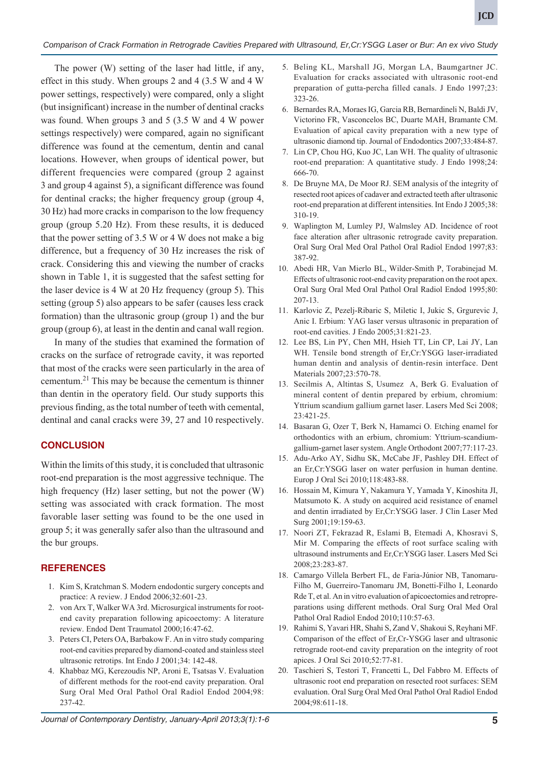The power (W) setting of the laser had little, if any, effect in this study. When groups 2 and 4 (3.5 W and 4 W power settings, respectively) were compared, only a slight (but insignificant) increase in the number of dentinal cracks was found. When groups 3 and 5 (3.5 W and 4 W power settings respectively) were compared, again no significant difference was found at the cementum, dentin and canal locations. However, when groups of identical power, but different frequencies were compared (group 2 against 3 and group 4 against 5), a significant difference was found for dentinal cracks; the higher frequency group (group 4, 30 Hz) had more cracks in comparison to the low frequency group (group 5.20 Hz). From these results, it is deduced that the power setting of 3.5 W or 4 W does not make a big difference, but a frequency of 30 Hz increases the risk of crack. Considering this and viewing the number of cracks shown in Table 1, it is suggested that the safest setting for the laser device is 4 W at 20 Hz frequency (group 5). This setting (group 5) also appears to be safer (causes less crack formation) than the ultrasonic group (group 1) and the bur group (group 6), at least in the dentin and canal wall region.

In many of the studies that examined the formation of cracks on the surface of retrograde cavity, it was reported that most of the cracks were seen particularly in the area of cementum.[21] This may be because the cementum is thinner than dentin in the operatory field. Our study supports this previous finding, as the total number of teeth with cemental, dentinal and canal cracks were 39, 27 and 10 respectively.

## CONCLUSION

Within the limits of this study, it is concluded that ultrasonic root-end preparation is the most aggressive technique. The high frequency (Hz) laser setting, but not the power (W) setting was associated with crack formation. The most favorable laser setting was found to be the one used in group 5; it was generally safer also than the ultrasound and the bur groups.

## REFERENCES

1. Kim S, Kratchman S. Modern endodontic surgery concepts and practice: A review. J Endod 2006;32:601-23.
2. von Arx T, Walker WA 3rd. Microsurgical instruments for root-end cavity preparation following apicoectomy: A literature review. Endod Dent Traumatol 2000;16:47-62.
3. Peters CI, Peters OA, Barbakow F. An in vitro study comparing root-end cavities prepared by diamond-coated and stainless steel ultrasonic retrotips. Int Endo J 2001;34: 142-48.
4. Khabbaz MG, Kerezoudis NP, Aroni E, Tsatsas V. Evaluation of different methods for the root-end cavity preparation. Oral Surg Oral Med Oral Pathol Oral Radiol Endod 2004;98: 237-42.
5. Beling KL, Marshall JG, Morgan LA, Baumgartner JC. Evaluation for cracks associated with ultrasonic root-end preparation of gutta-percha filled canals. J Endo 1997;23: 323-26.
6. Bernardes RA, Moraes IG, Garcia RB, Bernardineli N, Baldi JV, Victorino FR, Vasconcelos BC, Duarte MAH, Bramante CM. Evaluation of apical cavity preparation with a new type of ultrasonic diamond tip. Journal of Endodontics 2007;33:484-87.
7. Lin CP, Chou HG, Kuo JC, Lan WH. The quality of ultrasonic root-end preparation: A quantitative study. J Endo 1998;24: 666-70.
8. De Bruyne MA, De Moor RJ. SEM analysis of the integrity of resected root apices of cadaver and extracted teeth after ultrasonic root-end preparation at different intensities. Int Endo J 2005;38: 310-19.
9. Waplington M, Lumley PJ, Walmsley AD. Incidence of root face alteration after ultrasonic retrograde cavity preparation. Oral Surg Oral Med Oral Pathol Oral Radiol Endod 1997;83: 387-92.
10. Abedi HR, Van Mierlo BL, Wilder-Smith P, Torabinejad M. Effects of ultrasonic root-end cavity preparation on the root apex. Oral Surg Oral Med Oral Pathol Oral Radiol Endod 1995;80: 207-13.
11. Karlovic Z, Pezelj-Ribaric S, Miletic I, Jukic S, Grgurevic J, Anic I. Erbium: YAG laser versus ultrasonic in preparation of root-end cavities. J Endo 2005;31:821-23.
12. Lee BS, Lin PY, Chen MH, Hsieh TT, Lin CP, Lai JY, Lan WH. Tensile bond strength of Er,Cr:YSGG laser-irradiated human dentin and analysis of dentin-resin interface. Dent Materials 2007;23:570-78.
13. Secilmis A, Altintas S, Usumez A, Berk G. Evaluation of mineral content of dentin prepared by erbium, chromium: Yttrium scandium gallium garnet laser. Lasers Med Sci 2008; 23:421-25.
14. Basaran G, Ozer T, Berk N, Hamamci O. Etching enamel for orthodontics with an erbium, chromium: Yttrium-scandium-gallium-garnet laser system. Angle Orthodont 2007;77:117-23.
15. Adu-Arko AY, Sidhu SK, McCabe JF, Pashley DH. Effect of an Er,Cr:YSGG laser on water perfusion in human dentine. Europ J Oral Sci 2010;118:483-88.
16. Hossain M, Kimura Y, Nakamura Y, Yamada Y, Kinoshita JI, Matsumoto K. A study on acquired acid resistance of enamel and dentin irradiated by Er,Cr:YSGG laser. J Clin Laser Med Surg 2001;19:159-63.
17. Noori ZT, Fekrazad R, Eslami B, Etemadi A, Khosravi S, Mir M. Comparing the effects of root surface scaling with ultrasound instruments and Er,Cr:YSGG laser. Lasers Med Sci 2008;23:283-87.
18. Camargo Villela Berbert FL, de Faria-Júnior NB, Tanomaru-Filho M, Guerreiro-Tanomaru JM, Bonetti-Filho I, Leonardo Rde T, et al. An in vitro evaluation of apicoectomies and retropreparations using different methods. Oral Surg Oral Med Oral Pathol Oral Radiol Endod 2010;110:57-63.
19. Rahimi S, Yavari HR, Shahi S, Zand V, Shakoui S, Reyhani MF. Comparison of the effect of Er,Cr-YSGG laser and ultrasonic retrograde root-end cavity preparation on the integrity of root apices. J Oral Sci 2010;52:77-81.
20. Taschieri S, Testori T, Francetti L, Del Fabbro M. Effects of ultrasonic root end preparation on resected root surfaces: SEM evaluation. Oral Surg Oral Med Oral Pathol Oral Radiol Endod 2004;98:611-18.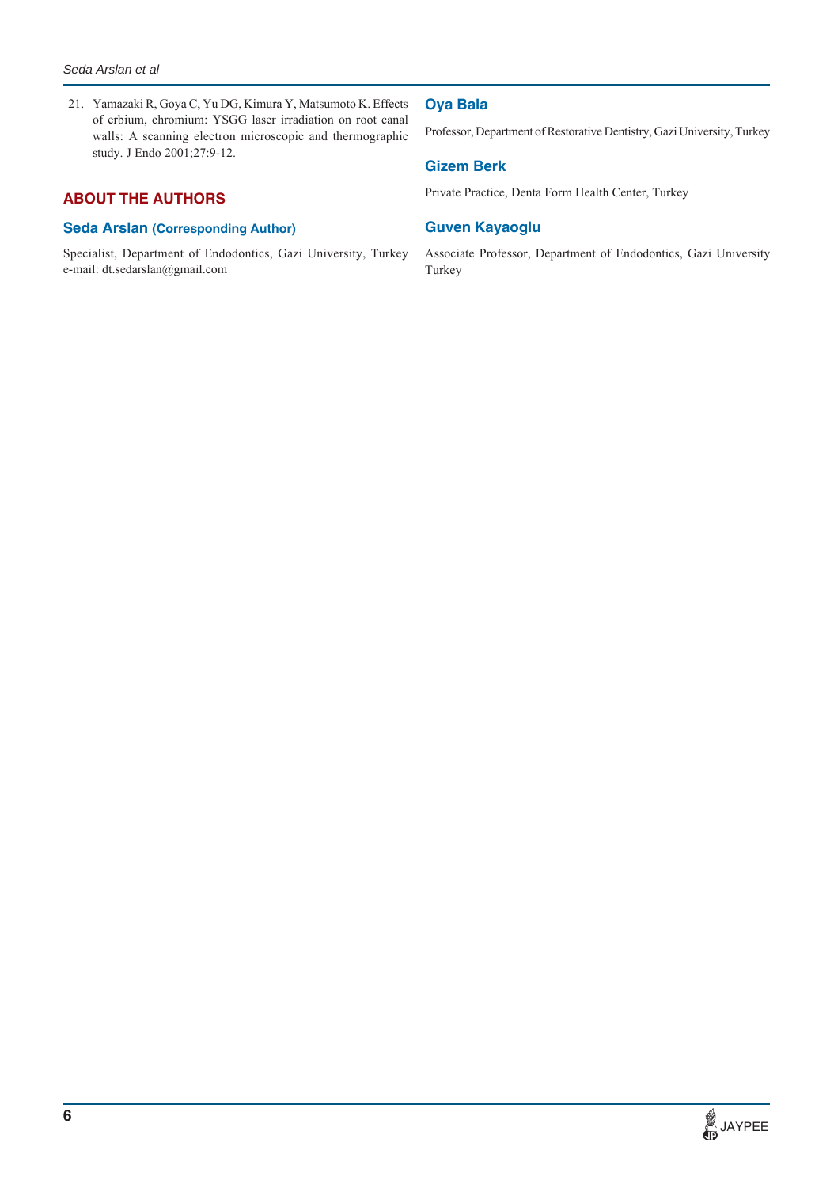21. Yamazaki R, Goya C, Yu DG, Kimura Y, Matsumoto K. Effects of erbium, chromium: YSGG laser irradiation on root canal walls: A scanning electron microscopic and thermographic study. J Endo 2001;27:9-12.

## ABOUT THE AUTHORS

### Seda Arslan (Corresponding Author)

Specialist, Department of Endodontics, Gazi University, Turkey
e-mail: dt.sedarslan@gmail.com

### Oya Bala

Professor, Department of Restorative Dentistry, Gazi University, Turkey

### Gizem Berk

Private Practice, Denta Form Health Center, Turkey

### Guven Kayaoglu

Associate Professor, Department of Endodontics, Gazi University Turkey